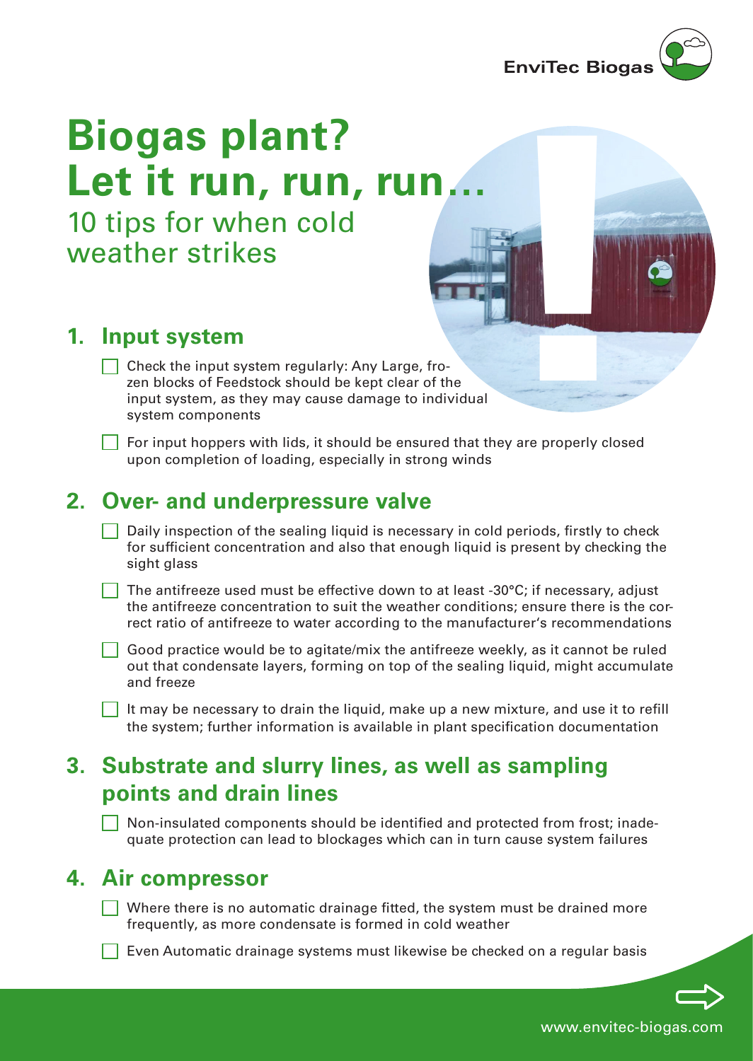EnviTec Biogas

# Biogas plant? Let it run, run, run…

10 tips for when cold weather strikes

## 1. Input system

- [ ] Check the input system regularly: Any Large, frozen blocks of Feedstock should be kept clear of the input system, as they may cause damage to individual system components
- [ ] For input hoppers with lids, it should be ensured that they are properly closed upon completion of loading, especially in strong winds

## 2. Over- and underpressure valve

- [ ] Daily inspection of the sealing liquid is necessary in cold periods, firstly to check for sufficient concentration and also that enough liquid is present by checking the sight glass
- [ ] The antifreeze used must be effective down to at least -30°C; if necessary, adjust the antifreeze concentration to suit the weather conditions; ensure there is the correct ratio of antifreeze to water according to the manufacturer's recommendations
- [ ] Good practice would be to agitate/mix the antifreeze weekly, as it cannot be ruled out that condensate layers, forming on top of the sealing liquid, might accumulate and freeze
- [ ] It may be necessary to drain the liquid, make up a new mixture, and use it to refill the system; further information is available in plant specification documentation

## 3. Substrate and slurry lines, as well as sampling points and drain lines

- [ ] Non-insulated components should be identified and protected from frost; inadequate protection can lead to blockages which can in turn cause system failures

## 4. Air compressor

- [ ] Where there is no automatic drainage fitted, the system must be drained more frequently, as more condensate is formed in cold weather
- [ ] Even Automatic drainage systems must likewise be checked on a regular basis

www.envitec-biogas.com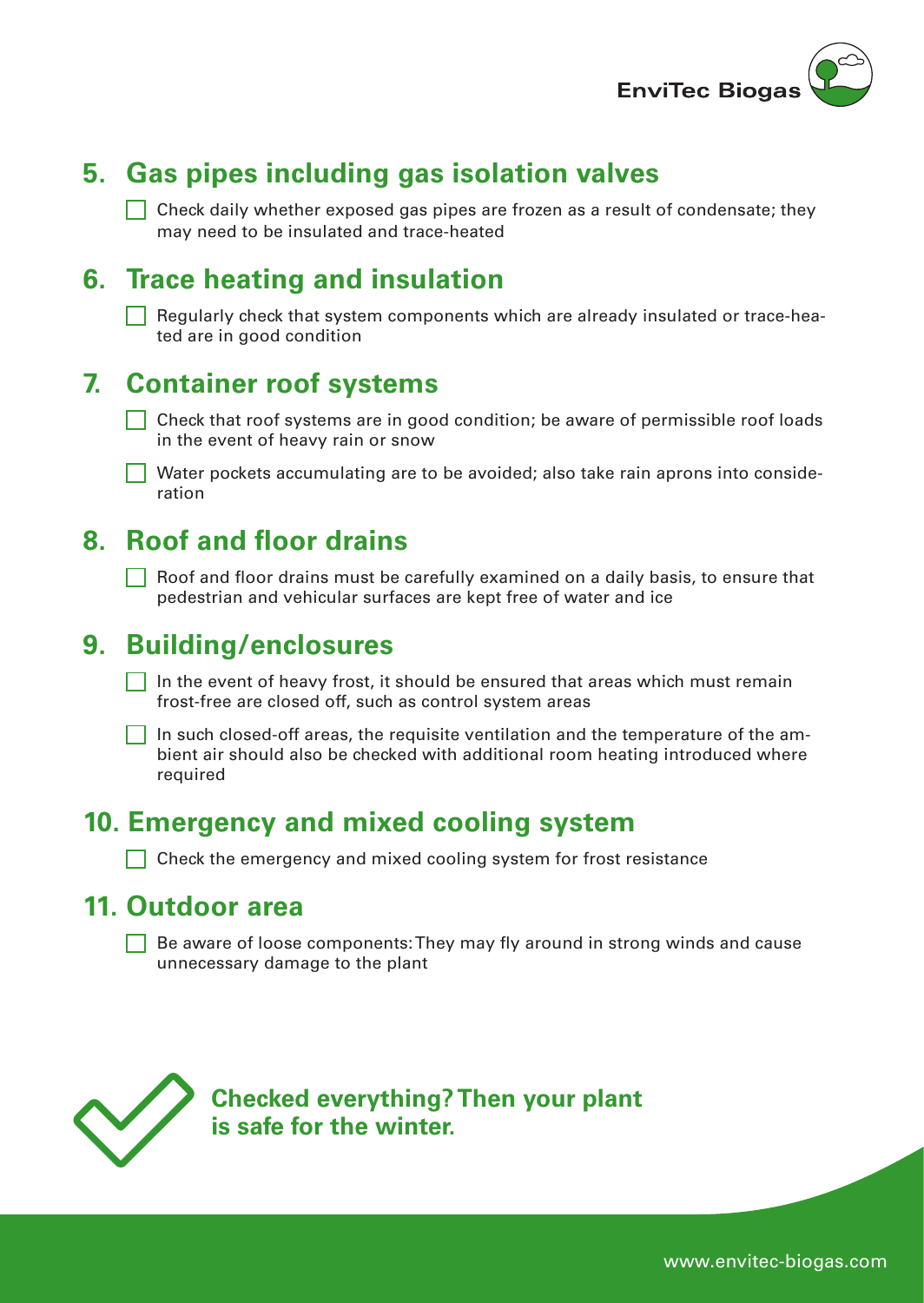## 5. Gas pipes including gas isolation valves

- [ ] Check daily whether exposed gas pipes are frozen as a result of condensate; they may need to be insulated and trace-heated

## 6. Trace heating and insulation

- [ ] Regularly check that system components which are already insulated or trace-heated are in good condition

## 7. Container roof systems

- [ ] Check that roof systems are in good condition; be aware of permissible roof loads in the event of heavy rain or snow
- [ ] Water pockets accumulating are to be avoided; also take rain aprons into consideration

## 8. Roof and floor drains

- [ ] Roof and floor drains must be carefully examined on a daily basis, to ensure that pedestrian and vehicular surfaces are kept free of water and ice

## 9. Building/enclosures

- [ ] In the event of heavy frost, it should be ensured that areas which must remain frost-free are closed off, such as control system areas
- [ ] In such closed-off areas, the requisite ventilation and the temperature of the ambient air should also be checked with additional room heating introduced where required

## 10. Emergency and mixed cooling system

- [ ] Check the emergency and mixed cooling system for frost resistance

## 11. Outdoor area

- [ ] Be aware of loose components: They may fly around in strong winds and cause unnecessary damage to the plant

**Checked everything? Then your plant is safe for the winter.**

www.envitec-biogas.com